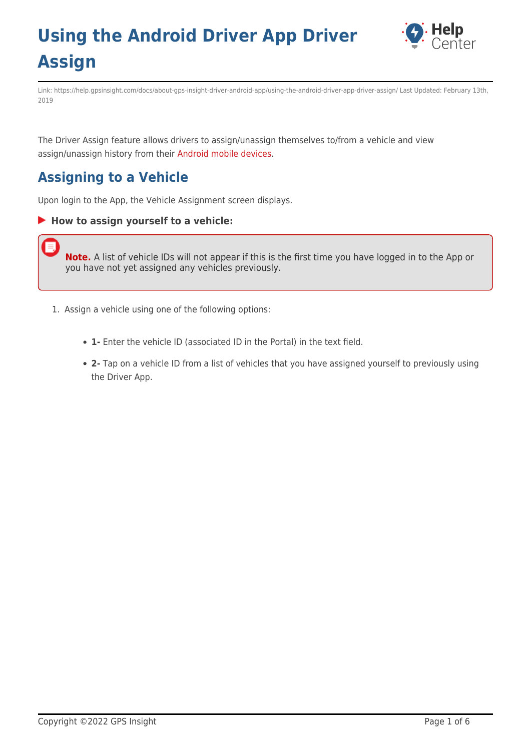# Using the Android Driver App Driver Assign

Link: https://help.gpsinsight.com/docs/about-gps-insight-driver-android-app/using-the-android-driver-app-driver-assign/ Last Updated: February 13th, 2019

The Driver Assign feature allows drivers to assign/unassign themselves to/from a vehicle and view assign/unassign history from their Android mobile devices.

## Assigning to a Vehicle

Upon login to the App, the Vehicle Assignment screen displays.

### How to assign yourself to a vehicle:

> **Note.** A list of vehicle IDs will not appear if this is the first time you have logged in to the App or you have not yet assigned any vehicles previously.

1. Assign a vehicle using one of the following options:

   - **1-** Enter the vehicle ID (associated ID in the Portal) in the text field.
   - **2-** Tap on a vehicle ID from a list of vehicles that you have assigned yourself to previously using the Driver App.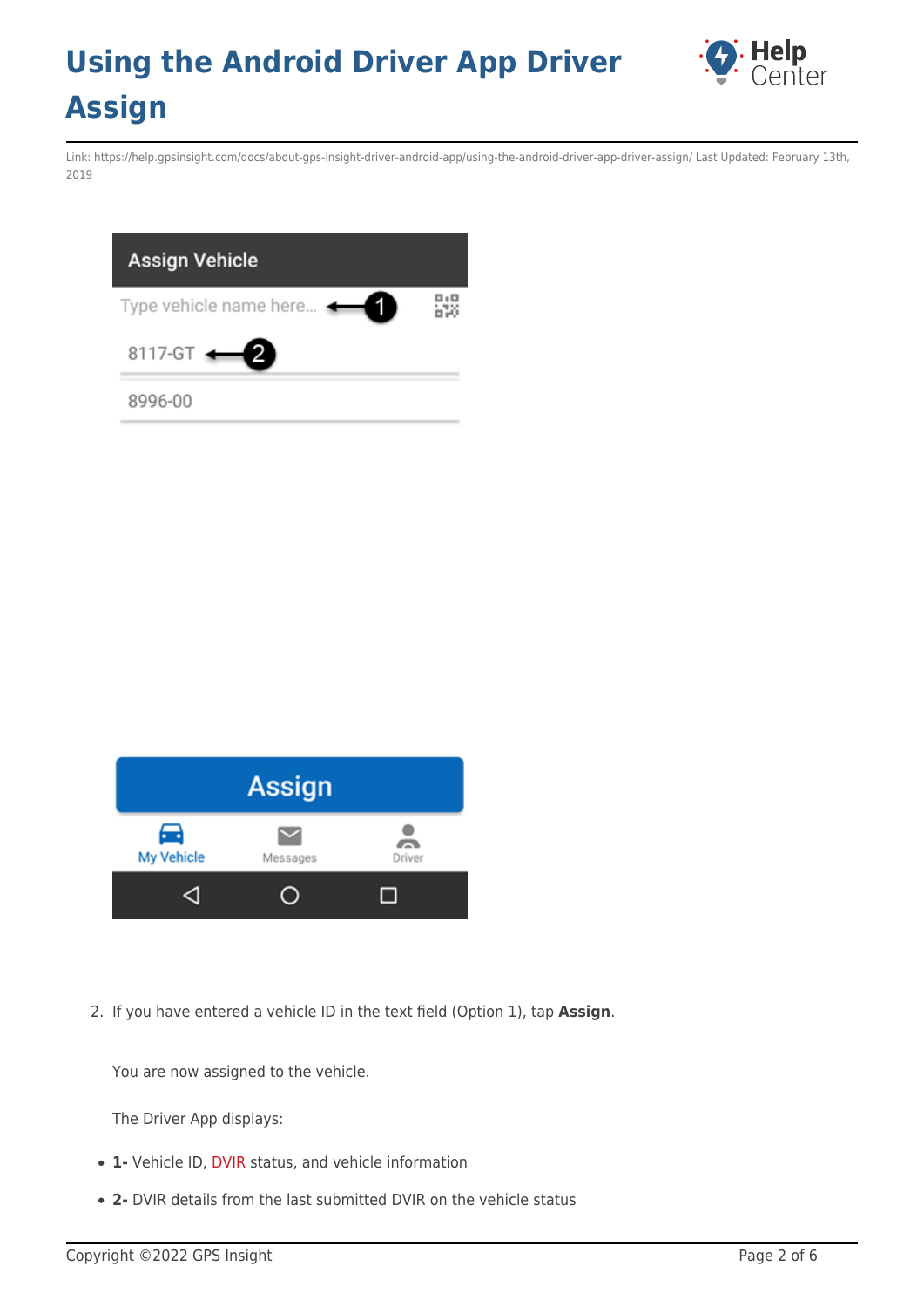2. If you have entered a vehicle ID in the text field (Option 1), tap **Assign**.

   You are now assigned to the vehicle.

   The Driver App displays:

- **1-** Vehicle ID, DVIR status, and vehicle information
- **2-** DVIR details from the last submitted DVIR on the vehicle status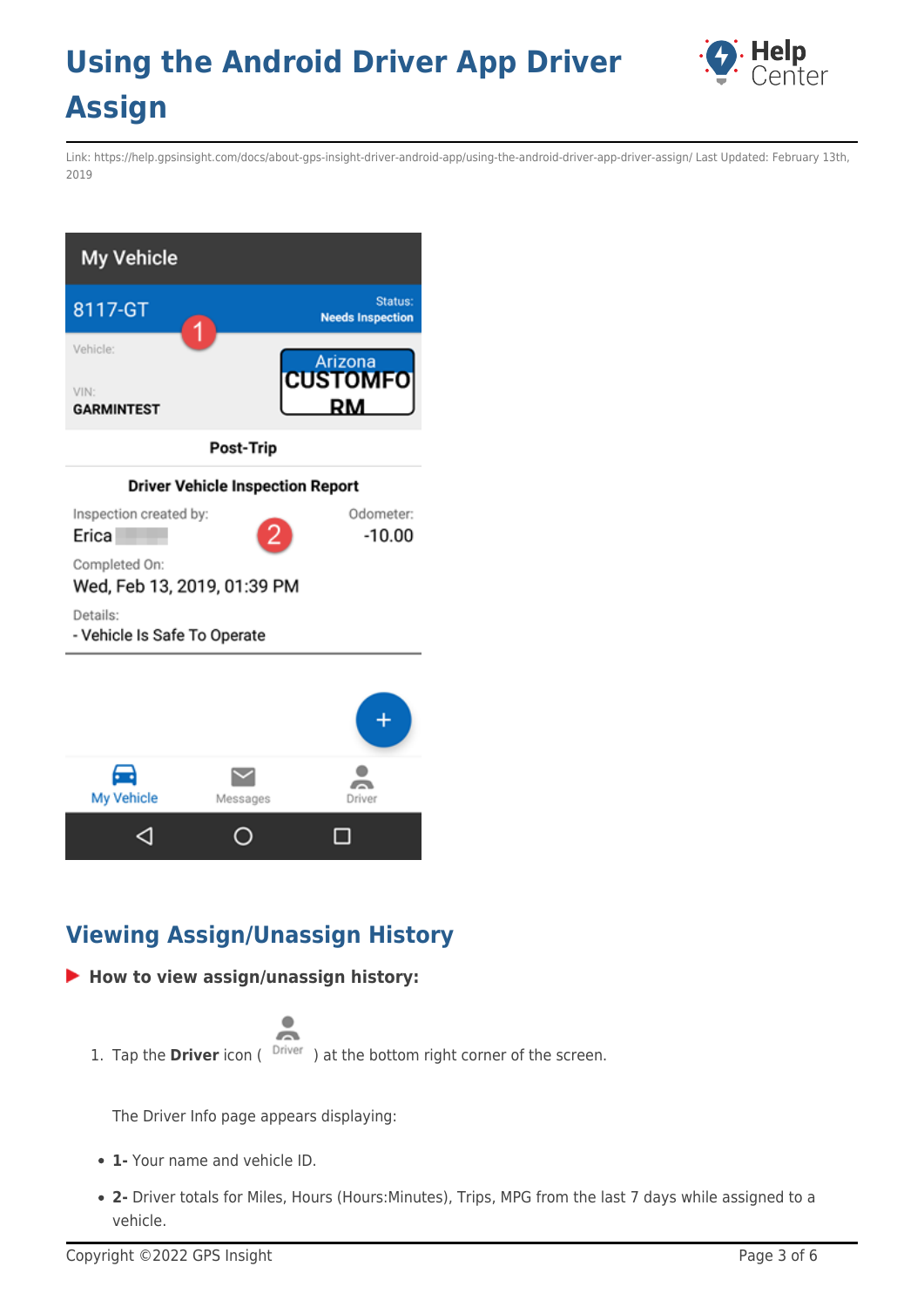## Viewing Assign/Unassign History

**How to view assign/unassign history:**

1. Tap the **Driver** icon ( Driver ) at the bottom right corner of the screen.

   The Driver Info page appears displaying:

- **1-** Your name and vehicle ID.
- **2-** Driver totals for Miles, Hours (Hours:Minutes), Trips, MPG from the last 7 days while assigned to a vehicle.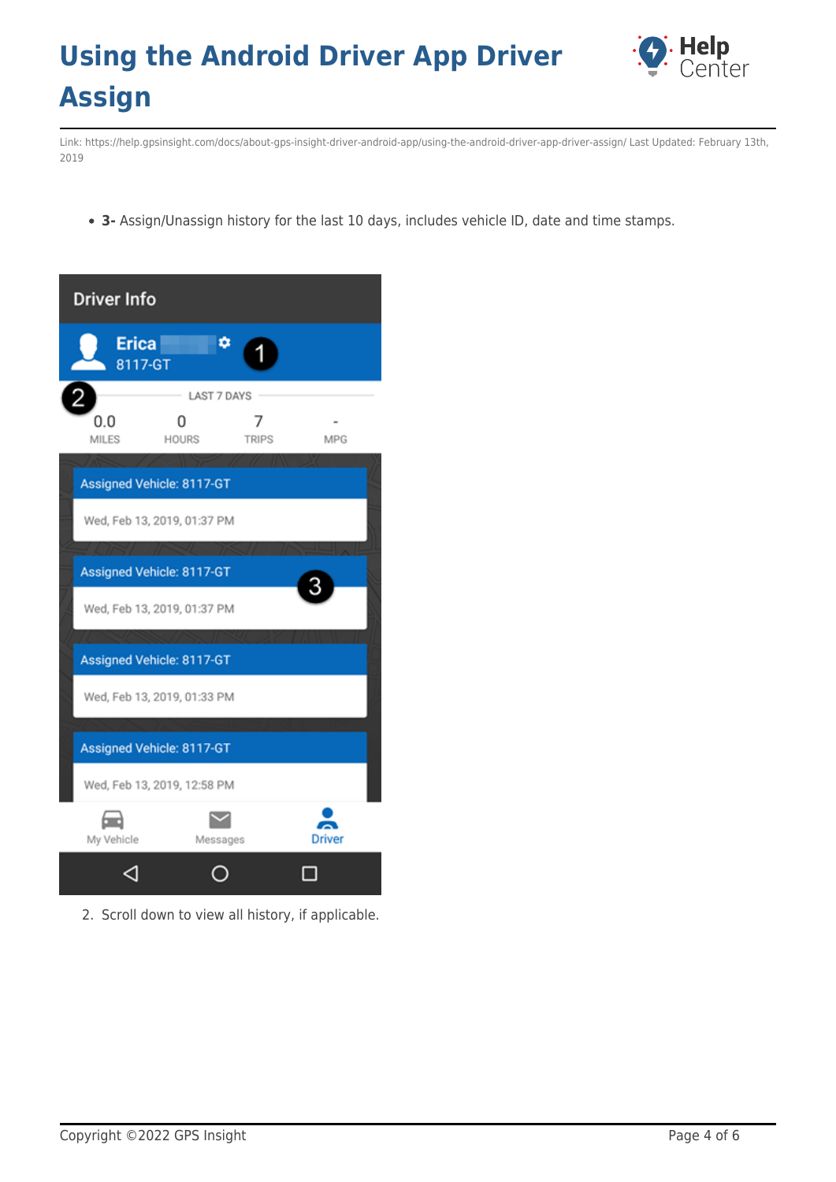- **3-** Assign/Unassign history for the last 10 days, includes vehicle ID, date and time stamps.

Driver Info

Erica
8117-GT

LAST 7 DAYS

0.0
MILES

0
HOURS

7
TRIPS

-
MPG

Assigned Vehicle: 8117-GT
Wed, Feb 13, 2019, 01:37 PM

Assigned Vehicle: 8117-GT
Wed, Feb 13, 2019, 01:37 PM

Assigned Vehicle: 8117-GT
Wed, Feb 13, 2019, 01:33 PM

Assigned Vehicle: 8117-GT
Wed, Feb 13, 2019, 12:58 PM

My Vehicle
Messages
Driver

2. Scroll down to view all history, if applicable.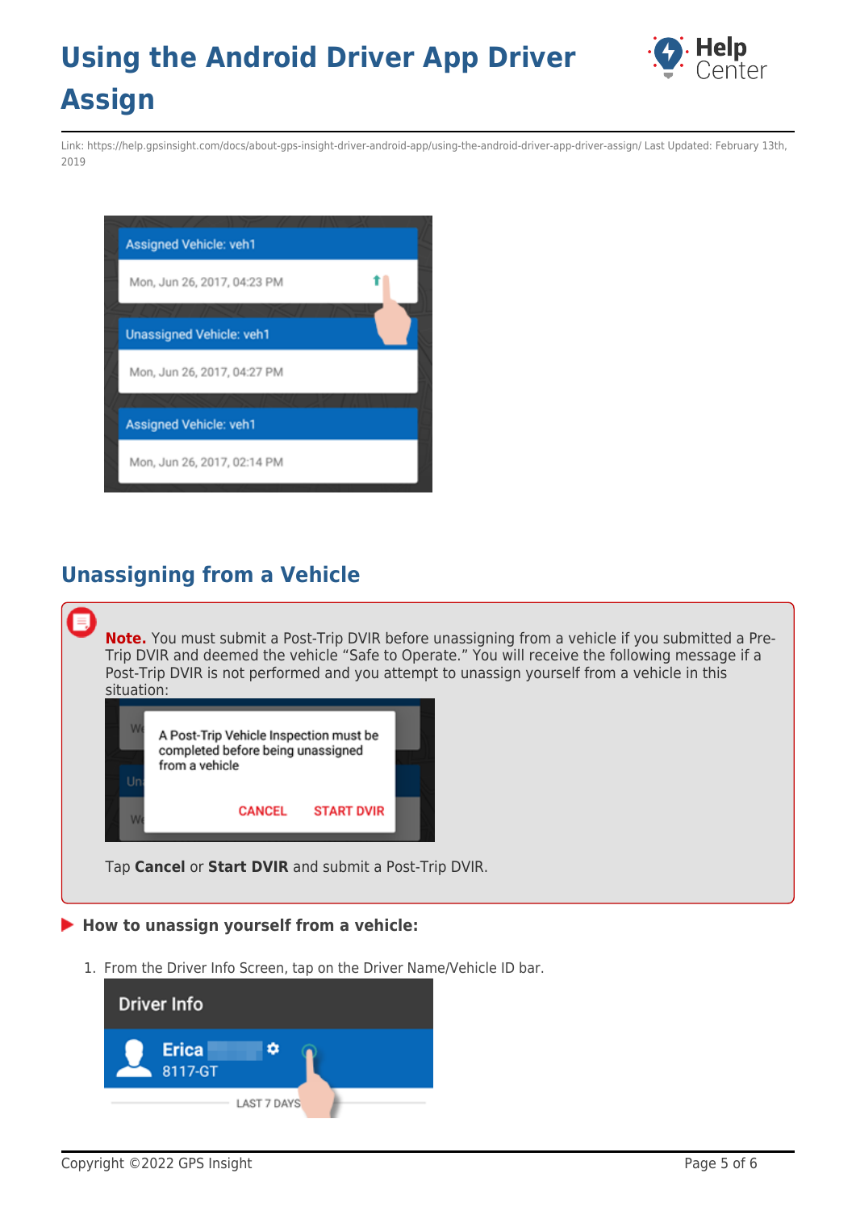## Unassigning from a Vehicle

**Note.** You must submit a Post-Trip DVIR before unassigning from a vehicle if you submitted a Pre-Trip DVIR and deemed the vehicle "Safe to Operate." You will receive the following message if a Post-Trip DVIR is not performed and you attempt to unassign yourself from a vehicle in this situation:

Tap **Cancel** or **Start DVIR** and submit a Post-Trip DVIR.

**How to unassign yourself from a vehicle:**

1. From the Driver Info Screen, tap on the Driver Name/Vehicle ID bar.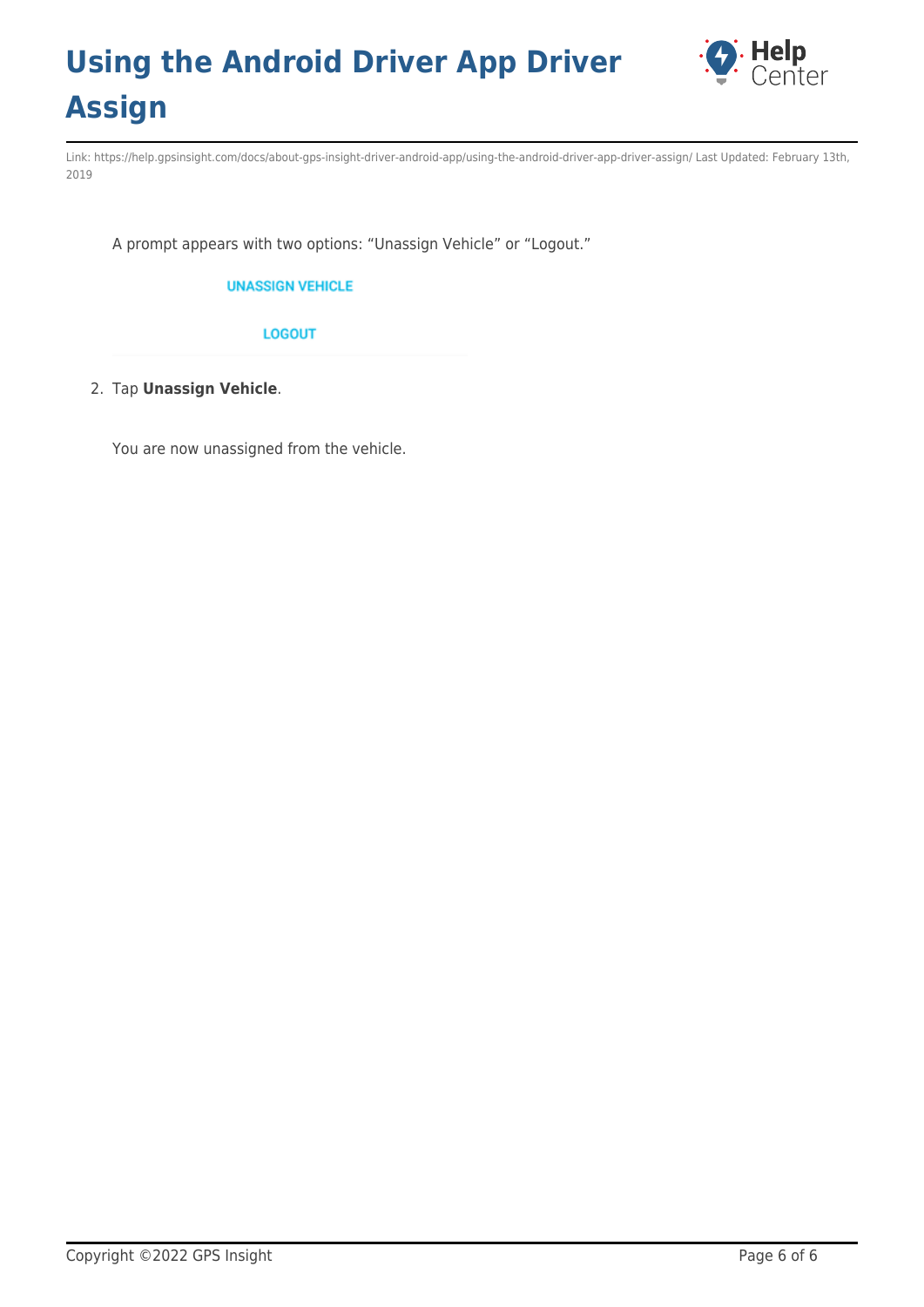A prompt appears with two options: “Unassign Vehicle” or “Logout.”

UNASSIGN VEHICLE

LOGOUT

2. Tap **Unassign Vehicle**.

   You are now unassigned from the vehicle.